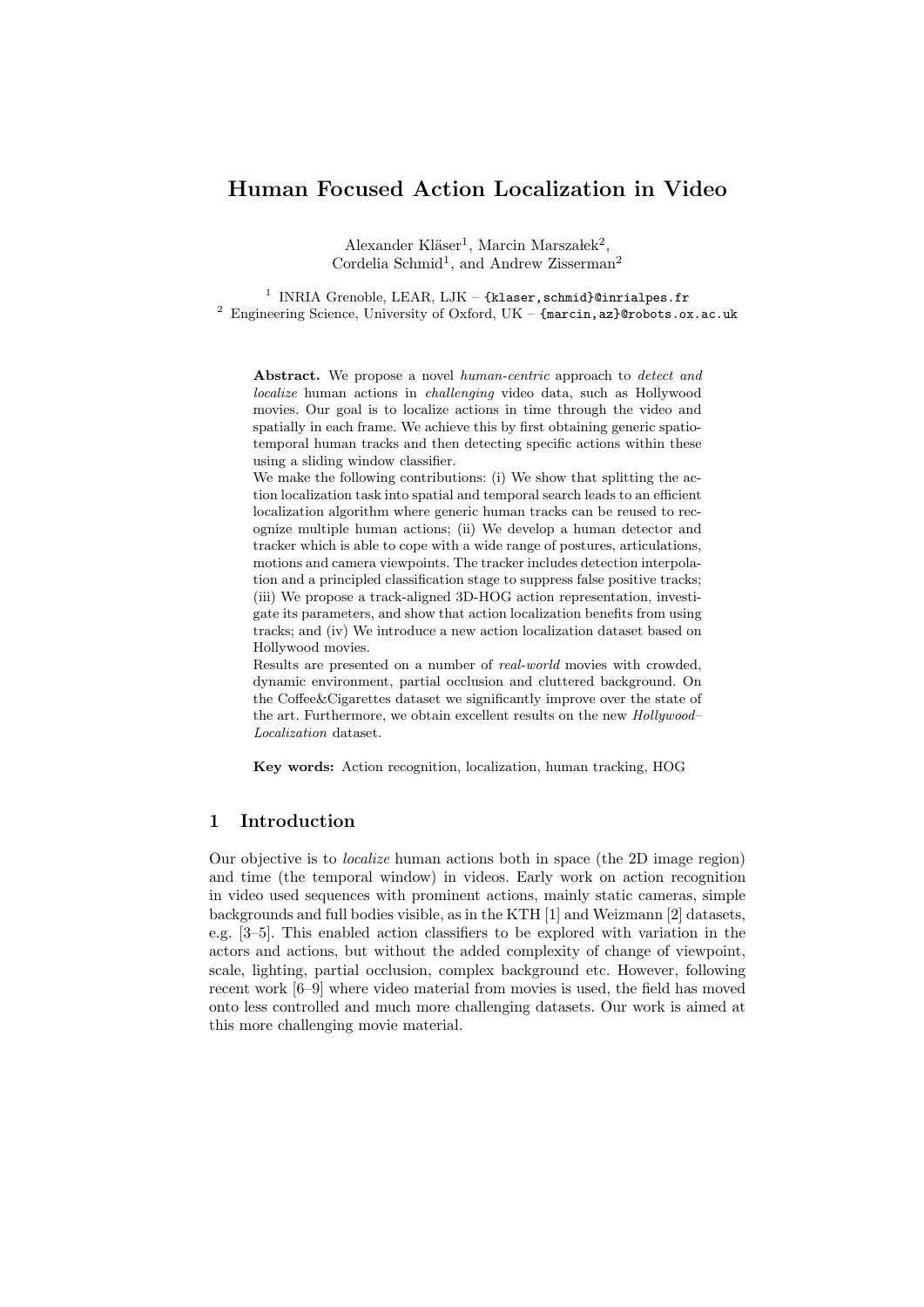# Human Focused Action Localization in Video

Alexander Kläser[1], Marcin Marszałek[2],
Cordelia Schmid[1], and Andrew Zisserman[2]

[1] INRIA Grenoble, LEAR, LJK – {klaser,schmid}@inrialpes.fr
[2] Engineering Science, University of Oxford, UK – {marcin,az}@robots.ox.ac.uk

**Abstract.** We propose a novel *human-centric* approach to *detect and localize* human actions in *challenging* video data, such as Hollywood movies. Our goal is to localize actions in time through the video and spatially in each frame. We achieve this by first obtaining generic spatio-temporal human tracks and then detecting specific actions within these using a sliding window classifier.

We make the following contributions: (i) We show that splitting the action localization task into spatial and temporal search leads to an efficient localization algorithm where generic human tracks can be reused to recognize multiple human actions; (ii) We develop a human detector and tracker which is able to cope with a wide range of postures, articulations, motions and camera viewpoints. The tracker includes detection interpolation and a principled classification stage to suppress false positive tracks; (iii) We propose a track-aligned 3D-HOG action representation, investigate its parameters, and show that action localization benefits from using tracks; and (iv) We introduce a new action localization dataset based on Hollywood movies.

Results are presented on a number of *real-world* movies with crowded, dynamic environment, partial occlusion and cluttered background. On the Coffee&Cigarettes dataset we significantly improve over the state of the art. Furthermore, we obtain excellent results on the new *Hollywood–Localization* dataset.

**Key words:** Action recognition, localization, human tracking, HOG

## 1 Introduction

Our objective is to *localize* human actions both in space (the 2D image region) and time (the temporal window) in videos. Early work on action recognition in video used sequences with prominent actions, mainly static cameras, simple backgrounds and full bodies visible, as in the KTH [1] and Weizmann [2] datasets, e.g. [3–5]. This enabled action classifiers to be explored with variation in the actors and actions, but without the added complexity of change of viewpoint, scale, lighting, partial occlusion, complex background etc. However, following recent work [6–9] where video material from movies is used, the field has moved onto less controlled and much more challenging datasets. Our work is aimed at this more challenging movie material.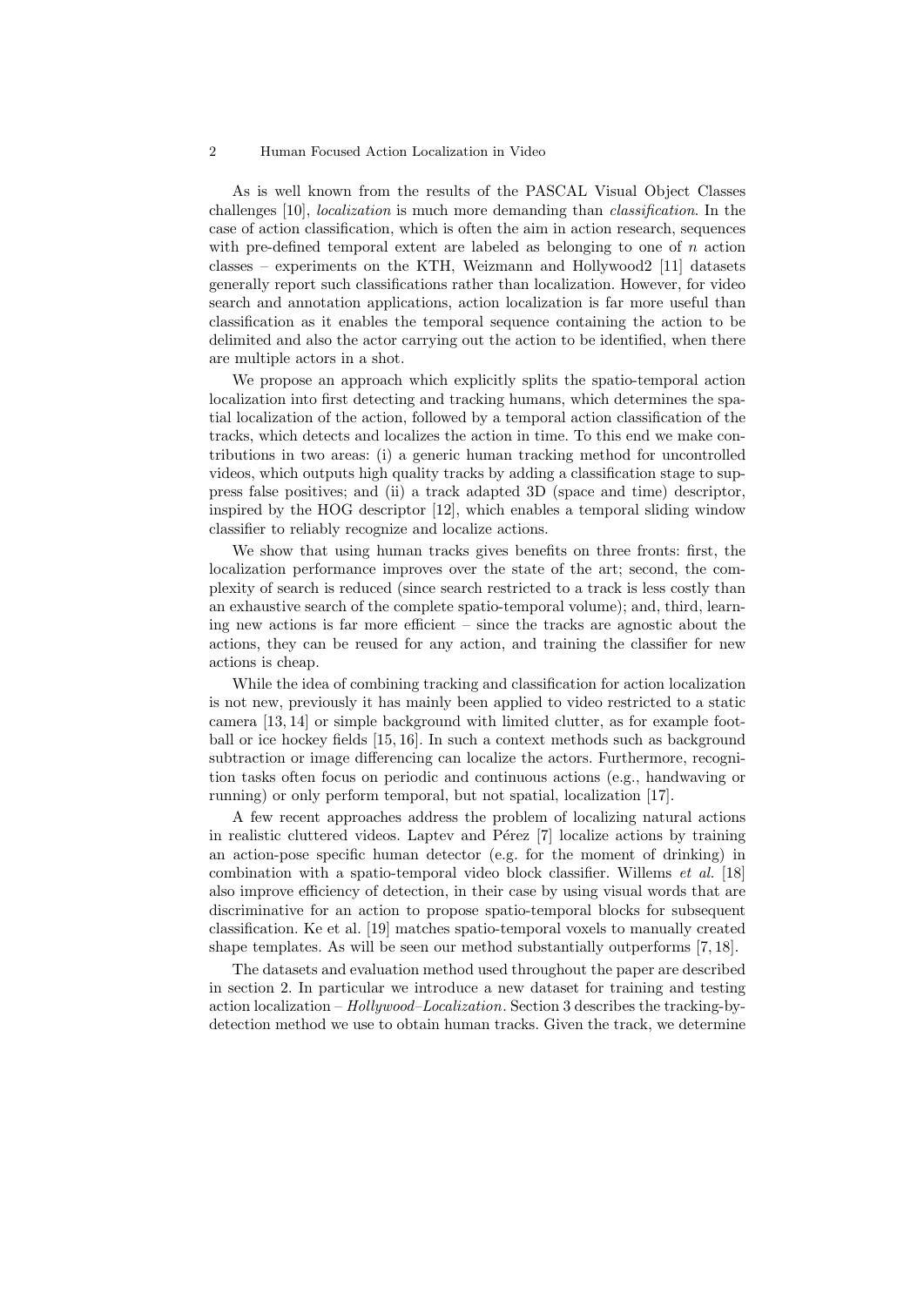As is well known from the results of the PASCAL Visual Object Classes challenges [10], *localization* is much more demanding than *classification*. In the case of action classification, which is often the aim in action research, sequences with pre-defined temporal extent are labeled as belonging to one of $n$ action classes – experiments on the KTH, Weizmann and Hollywood2 [11] datasets generally report such classifications rather than localization. However, for video search and annotation applications, action localization is far more useful than classification as it enables the temporal sequence containing the action to be delimited and also the actor carrying out the action to be identified, when there are multiple actors in a shot.

We propose an approach which explicitly splits the spatio-temporal action localization into first detecting and tracking humans, which determines the spatial localization of the action, followed by a temporal action classification of the tracks, which detects and localizes the action in time. To this end we make contributions in two areas: (i) a generic human tracking method for uncontrolled videos, which outputs high quality tracks by adding a classification stage to suppress false positives; and (ii) a track adapted 3D (space and time) descriptor, inspired by the HOG descriptor [12], which enables a temporal sliding window classifier to reliably recognize and localize actions.

We show that using human tracks gives benefits on three fronts: first, the localization performance improves over the state of the art; second, the complexity of search is reduced (since search restricted to a track is less costly than an exhaustive search of the complete spatio-temporal volume); and, third, learning new actions is far more efficient – since the tracks are agnostic about the actions, they can be reused for any action, and training the classifier for new actions is cheap.

While the idea of combining tracking and classification for action localization is not new, previously it has mainly been applied to video restricted to a static camera [13, 14] or simple background with limited clutter, as for example football or ice hockey fields [15, 16]. In such a context methods such as background subtraction or image differencing can localize the actors. Furthermore, recognition tasks often focus on periodic and continuous actions (e.g., handwaving or running) or only perform temporal, but not spatial, localization [17].

A few recent approaches address the problem of localizing natural actions in realistic cluttered videos. Laptev and Pérez [7] localize actions by training an action-pose specific human detector (e.g. for the moment of drinking) in combination with a spatio-temporal video block classifier. Willems *et al.* [18] also improve efficiency of detection, in their case by using visual words that are discriminative for an action to propose spatio-temporal blocks for subsequent classification. Ke et al. [19] matches spatio-temporal voxels to manually created shape templates. As will be seen our method substantially outperforms [7, 18].

The datasets and evaluation method used throughout the paper are described in section 2. In particular we introduce a new dataset for training and testing action localization – *Hollywood–Localization*. Section 3 describes the tracking-by-detection method we use to obtain human tracks. Given the track, we determine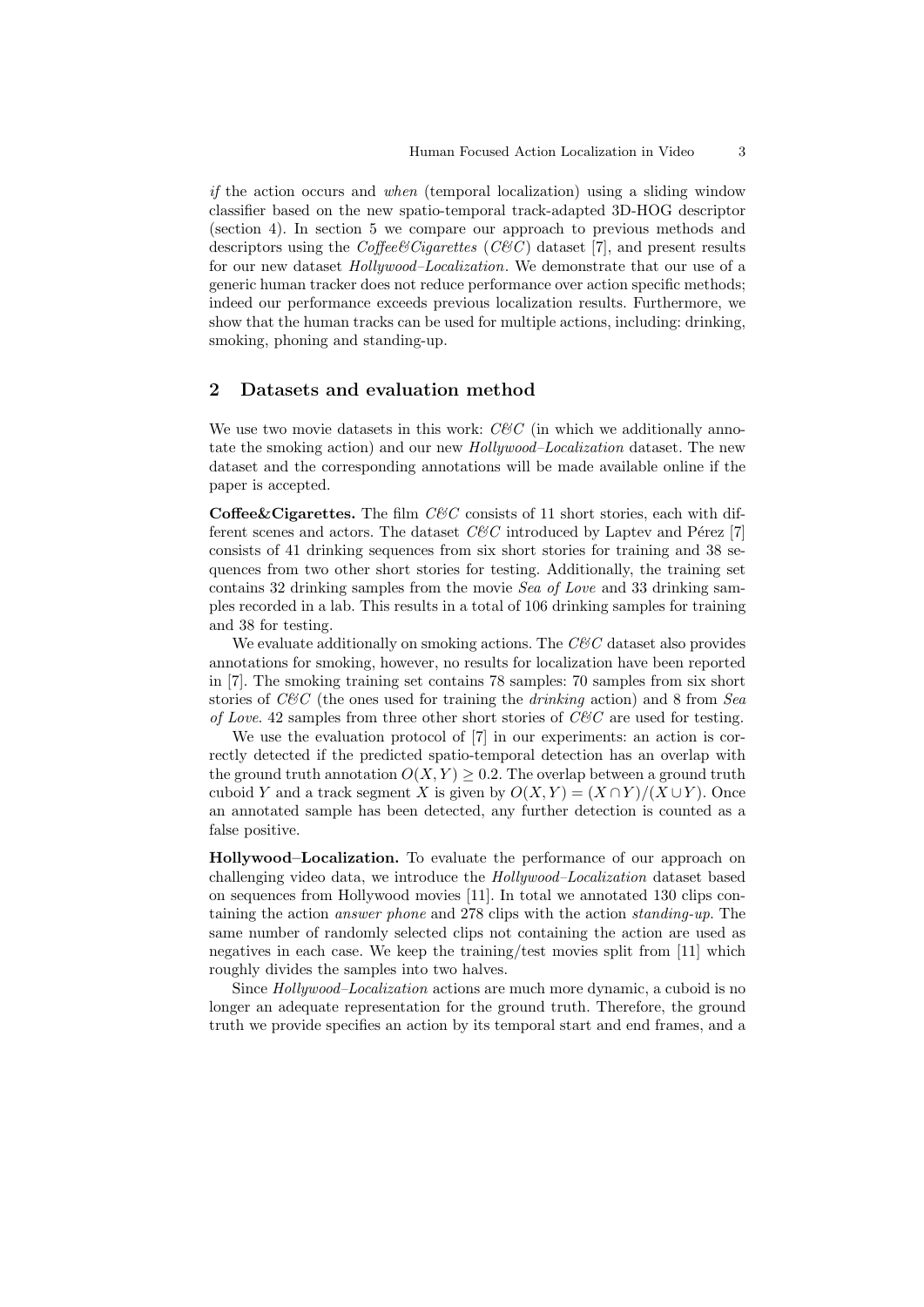*if* the action occurs and *when* (temporal localization) using a sliding window classifier based on the new spatio-temporal track-adapted 3D-HOG descriptor (section 4). In section 5 we compare our approach to previous methods and descriptors using the *Coffee&Cigarettes* (*C&C*) dataset [7], and present results for our new dataset *Hollywood–Localization*. We demonstrate that our use of a generic human tracker does not reduce performance over action specific methods; indeed our performance exceeds previous localization results. Furthermore, we show that the human tracks can be used for multiple actions, including: drinking, smoking, phoning and standing-up.

## 2 Datasets and evaluation method

We use two movie datasets in this work: *C&C* (in which we additionally annotate the smoking action) and our new *Hollywood–Localization* dataset. The new dataset and the corresponding annotations will be made available online if the paper is accepted.

**Coffee&Cigarettes.** The film *C&C* consists of 11 short stories, each with different scenes and actors. The dataset *C&C* introduced by Laptev and Pérez [7] consists of 41 drinking sequences from six short stories for training and 38 sequences from two other short stories for testing. Additionally, the training set contains 32 drinking samples from the movie *Sea of Love* and 33 drinking samples recorded in a lab. This results in a total of 106 drinking samples for training and 38 for testing.

We evaluate additionally on smoking actions. The *C&C* dataset also provides annotations for smoking, however, no results for localization have been reported in [7]. The smoking training set contains 78 samples: 70 samples from six short stories of *C&C* (the ones used for training the *drinking* action) and 8 from *Sea of Love*. 42 samples from three other short stories of *C&C* are used for testing.

We use the evaluation protocol of [7] in our experiments: an action is correctly detected if the predicted spatio-temporal detection has an overlap with the ground truth annotation $O(X, Y) \geq 0.2$. The overlap between a ground truth cuboid $Y$ and a track segment $X$ is given by $O(X, Y) = (X \cap Y)/(X \cup Y)$. Once an annotated sample has been detected, any further detection is counted as a false positive.

**Hollywood–Localization.** To evaluate the performance of our approach on challenging video data, we introduce the *Hollywood–Localization* dataset based on sequences from Hollywood movies [11]. In total we annotated 130 clips containing the action *answer phone* and 278 clips with the action *standing-up*. The same number of randomly selected clips not containing the action are used as negatives in each case. We keep the training/test movies split from [11] which roughly divides the samples into two halves.

Since *Hollywood–Localization* actions are much more dynamic, a cuboid is no longer an adequate representation for the ground truth. Therefore, the ground truth we provide specifies an action by its temporal start and end frames, and a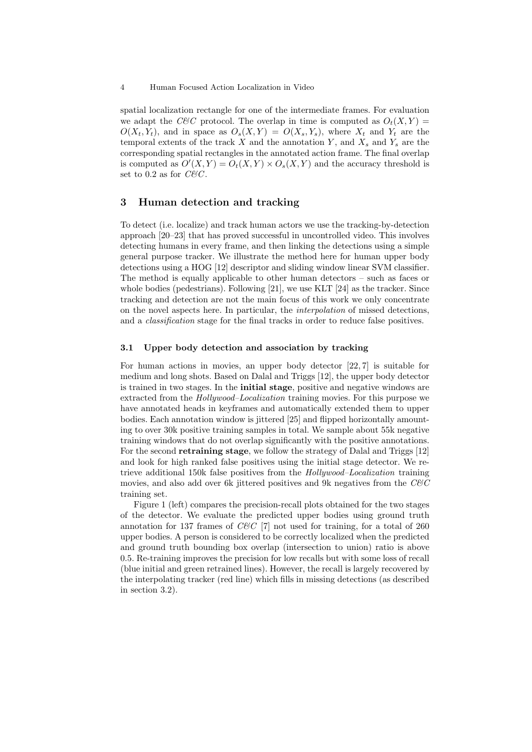spatial localization rectangle for one of the intermediate frames. For evaluation we adapt the *C&C* protocol. The overlap in time is computed as $O_t(X,Y) = O(X_t, Y_t)$, and in space as $O_s(X,Y) = O(X_s, Y_s)$, where $X_t$ and $Y_t$ are the temporal extents of the track $X$ and the annotation $Y$, and $X_s$ and $Y_s$ are the corresponding spatial rectangles in the annotated action frame. The final overlap is computed as $O'(X,Y) = O_t(X,Y) \times O_s(X,Y)$ and the accuracy threshold is set to 0.2 as for *C&C*.

## 3 Human detection and tracking

To detect (i.e. localize) and track human actors we use the tracking-by-detection approach [20–23] that has proved successful in uncontrolled video. This involves detecting humans in every frame, and then linking the detections using a simple general purpose tracker. We illustrate the method here for human upper body detections using a HOG [12] descriptor and sliding window linear SVM classifier. The method is equally applicable to other human detectors – such as faces or whole bodies (pedestrians). Following [21], we use KLT [24] as the tracker. Since tracking and detection are not the main focus of this work we only concentrate on the novel aspects here. In particular, the *interpolation* of missed detections, and a *classification* stage for the final tracks in order to reduce false positives.

### 3.1 Upper body detection and association by tracking

For human actions in movies, an upper body detector [22, 7] is suitable for medium and long shots. Based on Dalal and Triggs [12], the upper body detector is trained in two stages. In the **initial stage**, positive and negative windows are extracted from the *Hollywood–Localization* training movies. For this purpose we have annotated heads in keyframes and automatically extended them to upper bodies. Each annotation window is jittered [25] and flipped horizontally amounting to over 30k positive training samples in total. We sample about 55k negative training windows that do not overlap significantly with the positive annotations. For the second **retraining stage**, we follow the strategy of Dalal and Triggs [12] and look for high ranked false positives using the initial stage detector. We retrieve additional 150k false positives from the *Hollywood–Localization* training movies, and also add over 6k jittered positives and 9k negatives from the *C&C* training set.

Figure 1 (left) compares the precision-recall plots obtained for the two stages of the detector. We evaluate the predicted upper bodies using ground truth annotation for 137 frames of *C&C* [7] not used for training, for a total of 260 upper bodies. A person is considered to be correctly localized when the predicted and ground truth bounding box overlap (intersection to union) ratio is above 0.5. Re-training improves the precision for low recalls but with some loss of recall (blue initial and green retrained lines). However, the recall is largely recovered by the interpolating tracker (red line) which fills in missing detections (as described in section 3.2).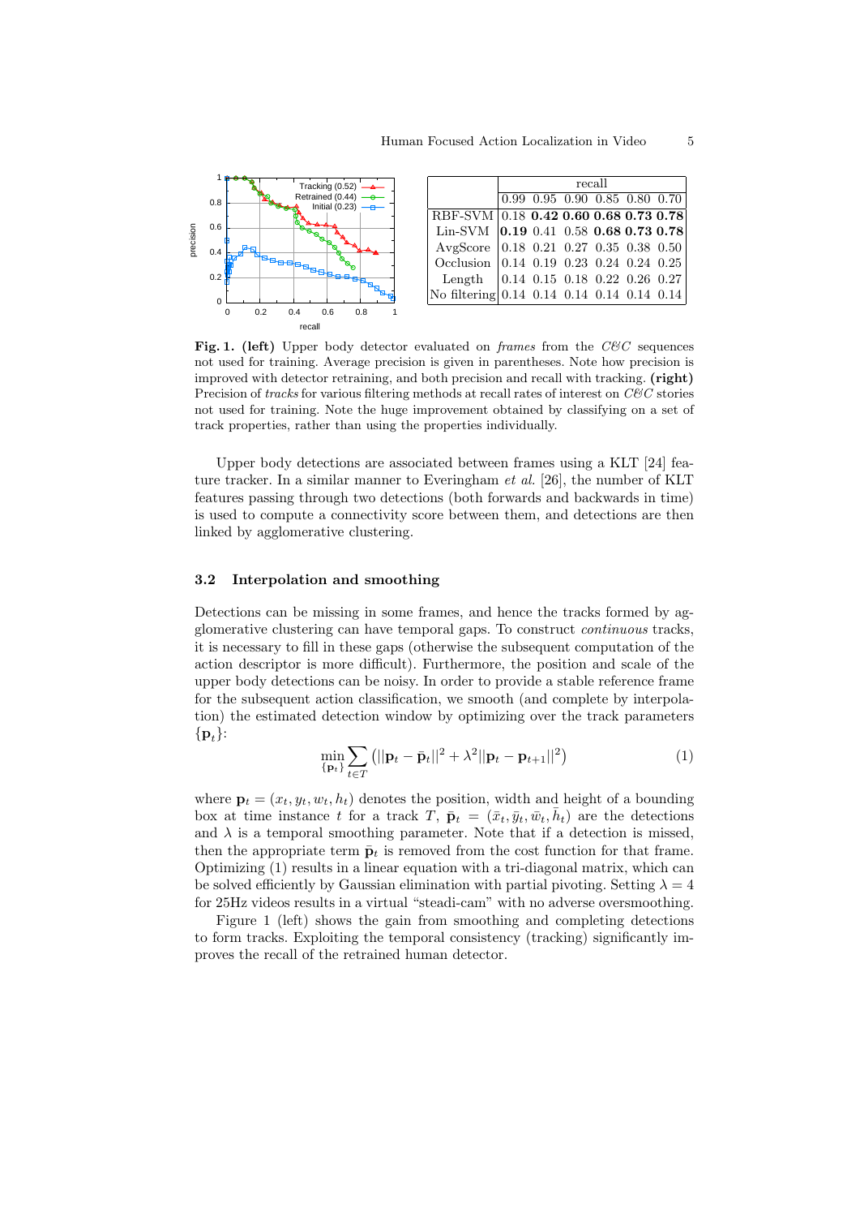| | recall | | | | | |
|---|---|---|---|---|---|---|
| | 0.99 | 0.95 | 0.90 | 0.85 | 0.80 | 0.70 |
| RBF-SVM | 0.18 | **0.42** | **0.60** | **0.68** | **0.73** | **0.78** |
| Lin-SVM | **0.19** | 0.41 | 0.58 | **0.68** | **0.73** | **0.78** |
| AvgScore | 0.18 | 0.21 | 0.27 | 0.35 | 0.38 | 0.50 |
| Occlusion | 0.14 | 0.19 | 0.23 | 0.24 | 0.24 | 0.25 |
| Length | 0.14 | 0.15 | 0.18 | 0.22 | 0.26 | 0.27 |
| No filtering | 0.14 | 0.14 | 0.14 | 0.14 | 0.14 | 0.14 |

**Fig. 1. (left)** Upper body detector evaluated on *frames* from the *C&C* sequences not used for training. Average precision is given in parentheses. Note how precision is improved with detector retraining, and both precision and recall with tracking. **(right)** Precision of *tracks* for various filtering methods at recall rates of interest on *C&C* stories not used for training. Note the huge improvement obtained by classifying on a set of track properties, rather than using the properties individually.

Upper body detections are associated between frames using a KLT [24] feature tracker. In a similar manner to Everingham *et al.* [26], the number of KLT features passing through two detections (both forwards and backwards in time) is used to compute a connectivity score between them, and detections are then linked by agglomerative clustering.

### 3.2 Interpolation and smoothing

Detections can be missing in some frames, and hence the tracks formed by agglomerative clustering can have temporal gaps. To construct *continuous* tracks, it is necessary to fill in these gaps (otherwise the subsequent computation of the action descriptor is more difficult). Furthermore, the position and scale of the upper body detections can be noisy. In order to provide a stable reference frame for the subsequent action classification, we smooth (and complete by interpolation) the estimated detection window by optimizing over the track parameters $\{\mathbf{p}_t\}$:

$$\min_{\{\mathbf{p}_t\}} \sum_{t \in T} \left( ||\mathbf{p}_t - \bar{\mathbf{p}}_t||^2 + \lambda^2 ||\mathbf{p}_t - \mathbf{p}_{t+1}||^2 \right) \tag{1}$$

where $\mathbf{p}_t = (x_t, y_t, w_t, h_t)$ denotes the position, width and height of a bounding box at time instance $t$ for a track $T$, $\bar{\mathbf{p}}_t = (\bar{x}_t, \bar{y}_t, \bar{w}_t, \bar{h}_t)$ are the detections and $\lambda$ is a temporal smoothing parameter. Note that if a detection is missed, then the appropriate term $\bar{\mathbf{p}}_t$ is removed from the cost function for that frame. Optimizing (1) results in a linear equation with a tri-diagonal matrix, which can be solved efficiently by Gaussian elimination with partial pivoting. Setting $\lambda = 4$ for 25Hz videos results in a virtual "steadi-cam" with no adverse oversmoothing.

Figure 1 (left) shows the gain from smoothing and completing detections to form tracks. Exploiting the temporal consistency (tracking) significantly improves the recall of the retrained human detector.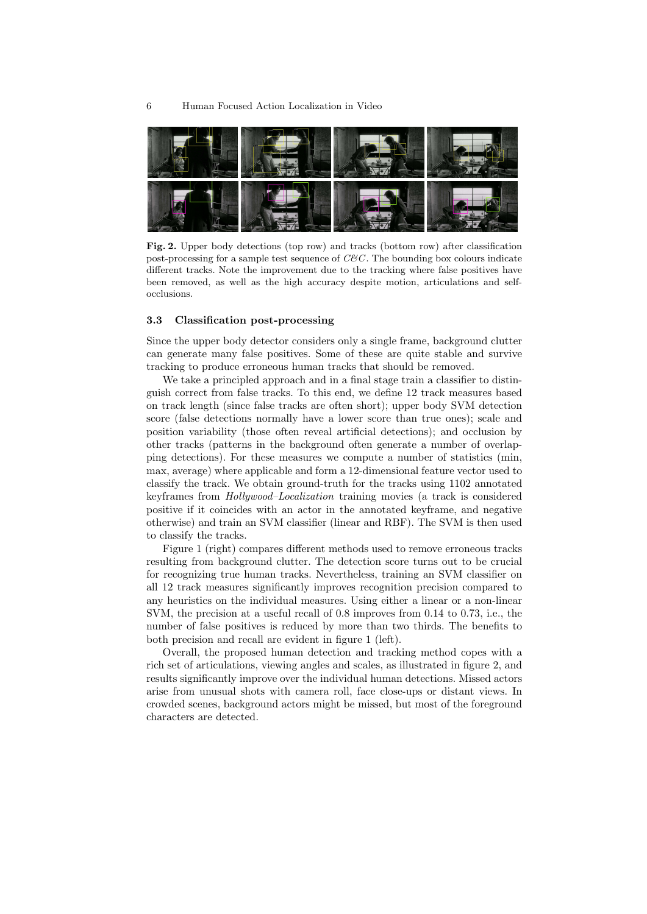**Fig. 2.** Upper body detections (top row) and tracks (bottom row) after classification post-processing for a sample test sequence of *C&C*. The bounding box colours indicate different tracks. Note the improvement due to the tracking where false positives have been removed, as well as the high accuracy despite motion, articulations and self-occlusions.

### 3.3 Classification post-processing

Since the upper body detector considers only a single frame, background clutter can generate many false positives. Some of these are quite stable and survive tracking to produce erroneous human tracks that should be removed.

We take a principled approach and in a final stage train a classifier to distinguish correct from false tracks. To this end, we define 12 track measures based on track length (since false tracks are often short); upper body SVM detection score (false detections normally have a lower score than true ones); scale and position variability (those often reveal artificial detections); and occlusion by other tracks (patterns in the background often generate a number of overlapping detections). For these measures we compute a number of statistics (min, max, average) where applicable and form a 12-dimensional feature vector used to classify the track. We obtain ground-truth for the tracks using 1102 annotated keyframes from *Hollywood–Localization* training movies (a track is considered positive if it coincides with an actor in the annotated keyframe, and negative otherwise) and train an SVM classifier (linear and RBF). The SVM is then used to classify the tracks.

Figure 1 (right) compares different methods used to remove erroneous tracks resulting from background clutter. The detection score turns out to be crucial for recognizing true human tracks. Nevertheless, training an SVM classifier on all 12 track measures significantly improves recognition precision compared to any heuristics on the individual measures. Using either a linear or a non-linear SVM, the precision at a useful recall of 0.8 improves from 0.14 to 0.73, i.e., the number of false positives is reduced by more than two thirds. The benefits to both precision and recall are evident in figure 1 (left).

Overall, the proposed human detection and tracking method copes with a rich set of articulations, viewing angles and scales, as illustrated in figure 2, and results significantly improve over the individual human detections. Missed actors arise from unusual shots with camera roll, face close-ups or distant views. In crowded scenes, background actors might be missed, but most of the foreground characters are detected.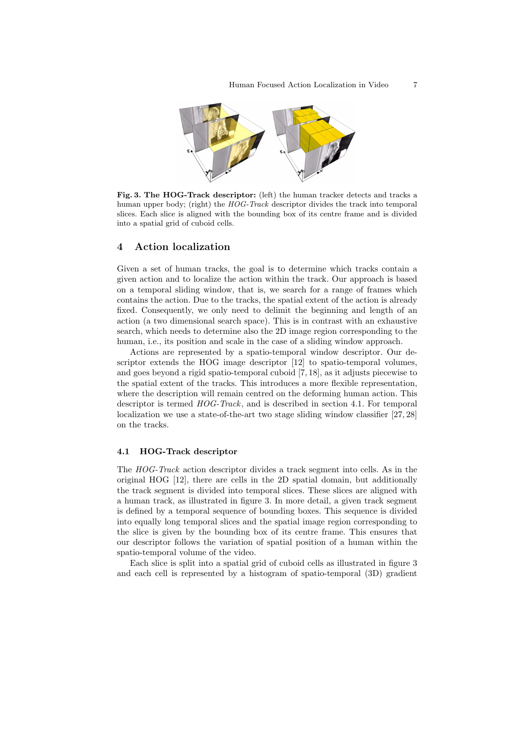**Fig. 3. The HOG-Track descriptor:** (left) the human tracker detects and tracks a human upper body; (right) the *HOG-Track* descriptor divides the track into temporal slices. Each slice is aligned with the bounding box of its centre frame and is divided into a spatial grid of cuboid cells.

## 4 Action localization

Given a set of human tracks, the goal is to determine which tracks contain a given action and to localize the action within the track. Our approach is based on a temporal sliding window, that is, we search for a range of frames which contains the action. Due to the tracks, the spatial extent of the action is already fixed. Consequently, we only need to delimit the beginning and length of an action (a two dimensional search space). This is in contrast with an exhaustive search, which needs to determine also the 2D image region corresponding to the human, i.e., its position and scale in the case of a sliding window approach.

Actions are represented by a spatio-temporal window descriptor. Our descriptor extends the HOG image descriptor [12] to spatio-temporal volumes, and goes beyond a rigid spatio-temporal cuboid [7, 18], as it adjusts piecewise to the spatial extent of the tracks. This introduces a more flexible representation, where the description will remain centred on the deforming human action. This descriptor is termed *HOG-Track*, and is described in section 4.1. For temporal localization we use a state-of-the-art two stage sliding window classifier [27, 28] on the tracks.

### 4.1 HOG-Track descriptor

The *HOG-Track* action descriptor divides a track segment into cells. As in the original HOG [12], there are cells in the 2D spatial domain, but additionally the track segment is divided into temporal slices. These slices are aligned with a human track, as illustrated in figure 3. In more detail, a given track segment is defined by a temporal sequence of bounding boxes. This sequence is divided into equally long temporal slices and the spatial image region corresponding to the slice is given by the bounding box of its centre frame. This ensures that our descriptor follows the variation of spatial position of a human within the spatio-temporal volume of the video.

Each slice is split into a spatial grid of cuboid cells as illustrated in figure 3 and each cell is represented by a histogram of spatio-temporal (3D) gradient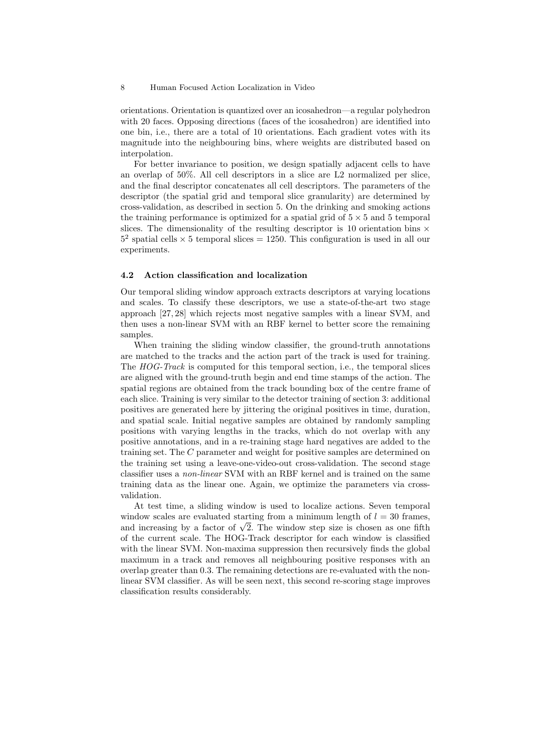orientations. Orientation is quantized over an icosahedron—a regular polyhedron with 20 faces. Opposing directions (faces of the icosahedron) are identified into one bin, i.e., there are a total of 10 orientations. Each gradient votes with its magnitude into the neighbouring bins, where weights are distributed based on interpolation.

For better invariance to position, we design spatially adjacent cells to have an overlap of 50%. All cell descriptors in a slice are L2 normalized per slice, and the final descriptor concatenates all cell descriptors. The parameters of the descriptor (the spatial grid and temporal slice granularity) are determined by cross-validation, as described in section 5. On the drinking and smoking actions the training performance is optimized for a spatial grid of $5 \times 5$ and 5 temporal slices. The dimensionality of the resulting descriptor is 10 orientation bins $\times$ $5^2$ spatial cells $\times$ 5 temporal slices = 1250. This configuration is used in all our experiments.

### 4.2 Action classification and localization

Our temporal sliding window approach extracts descriptors at varying locations and scales. To classify these descriptors, we use a state-of-the-art two stage approach [27, 28] which rejects most negative samples with a linear SVM, and then uses a non-linear SVM with an RBF kernel to better score the remaining samples.

When training the sliding window classifier, the ground-truth annotations are matched to the tracks and the action part of the track is used for training. The *HOG-Track* is computed for this temporal section, i.e., the temporal slices are aligned with the ground-truth begin and end time stamps of the action. The spatial regions are obtained from the track bounding box of the centre frame of each slice. Training is very similar to the detector training of section 3: additional positives are generated here by jittering the original positives in time, duration, and spatial scale. Initial negative samples are obtained by randomly sampling positions with varying lengths in the tracks, which do not overlap with any positive annotations, and in a re-training stage hard negatives are added to the training set. The $C$ parameter and weight for positive samples are determined on the training set using a leave-one-video-out cross-validation. The second stage classifier uses a *non-linear* SVM with an RBF kernel and is trained on the same training data as the linear one. Again, we optimize the parameters via cross-validation.

At test time, a sliding window is used to localize actions. Seven temporal window scales are evaluated starting from a minimum length of $l = 30$ frames, and increasing by a factor of $\sqrt{2}$. The window step size is chosen as one fifth of the current scale. The HOG-Track descriptor for each window is classified with the linear SVM. Non-maxima suppression then recursively finds the global maximum in a track and removes all neighbouring positive responses with an overlap greater than 0.3. The remaining detections are re-evaluated with the non-linear SVM classifier. As will be seen next, this second re-scoring stage improves classification results considerably.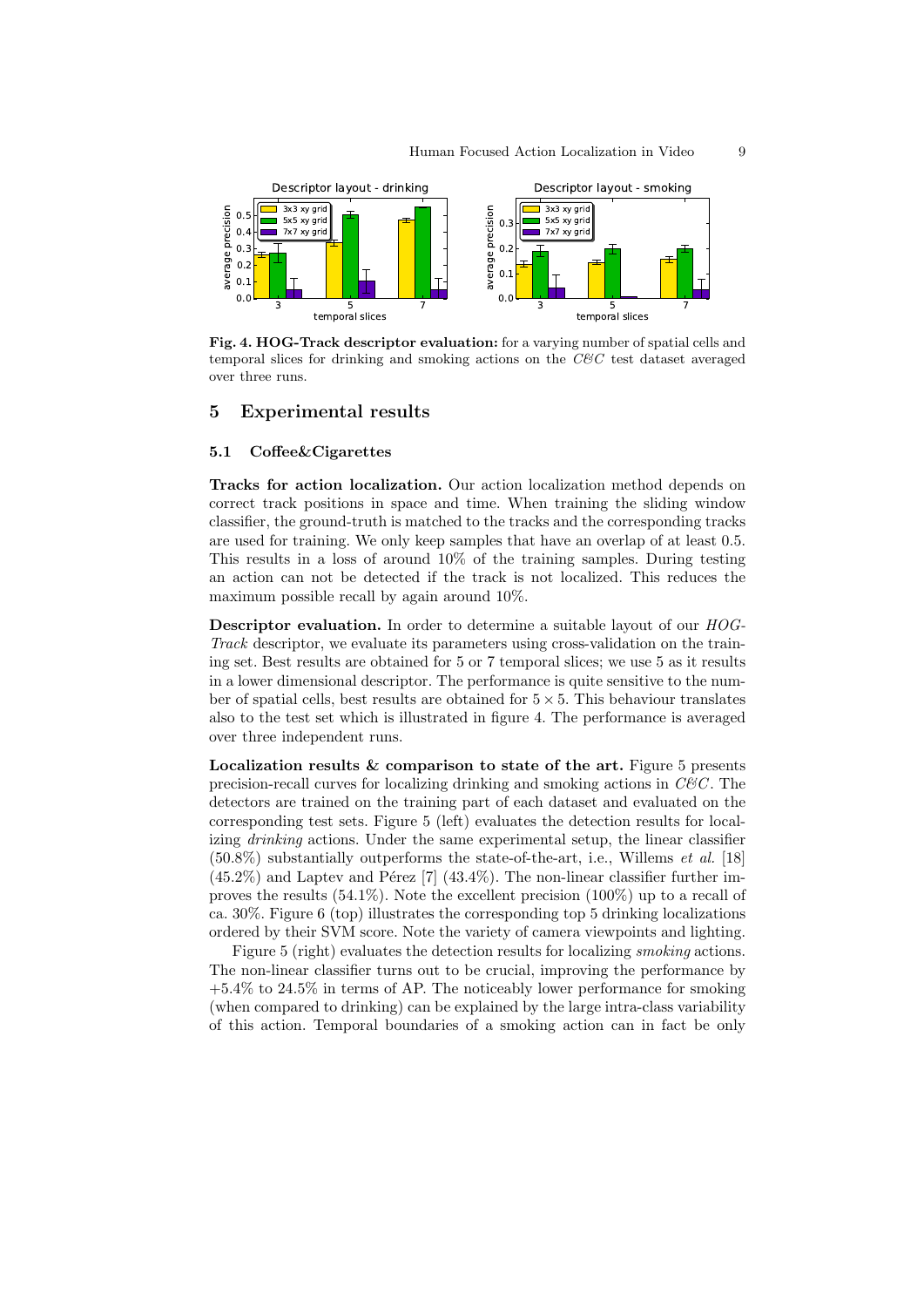**Fig. 4. HOG-Track descriptor evaluation:** for a varying number of spatial cells and temporal slices for drinking and smoking actions on the *C&C* test dataset averaged over three runs.

## 5 Experimental results

### 5.1 Coffee&Cigarettes

**Tracks for action localization.** Our action localization method depends on correct track positions in space and time. When training the sliding window classifier, the ground-truth is matched to the tracks and the corresponding tracks are used for training. We only keep samples that have an overlap of at least 0.5. This results in a loss of around 10% of the training samples. During testing an action can not be detected if the track is not localized. This reduces the maximum possible recall by again around 10%.

**Descriptor evaluation.** In order to determine a suitable layout of our *HOG-Track* descriptor, we evaluate its parameters using cross-validation on the training set. Best results are obtained for 5 or 7 temporal slices; we use 5 as it results in a lower dimensional descriptor. The performance is quite sensitive to the number of spatial cells, best results are obtained for $5 \times 5$. This behaviour translates also to the test set which is illustrated in figure 4. The performance is averaged over three independent runs.

**Localization results & comparison to state of the art.** Figure 5 presents precision-recall curves for localizing drinking and smoking actions in *C&C*. The detectors are trained on the training part of each dataset and evaluated on the corresponding test sets. Figure 5 (left) evaluates the detection results for localizing *drinking* actions. Under the same experimental setup, the linear classifier (50.8%) substantially outperforms the state-of-the-art, i.e., Willems *et al.* [18] (45.2%) and Laptev and Pérez [7] (43.4%). The non-linear classifier further improves the results (54.1%). Note the excellent precision (100%) up to a recall of ca. 30%. Figure 6 (top) illustrates the corresponding top 5 drinking localizations ordered by their SVM score. Note the variety of camera viewpoints and lighting.

Figure 5 (right) evaluates the detection results for localizing *smoking* actions. The non-linear classifier turns out to be crucial, improving the performance by +5.4% to 24.5% in terms of AP. The noticeably lower performance for smoking (when compared to drinking) can be explained by the large intra-class variability of this action. Temporal boundaries of a smoking action can in fact be only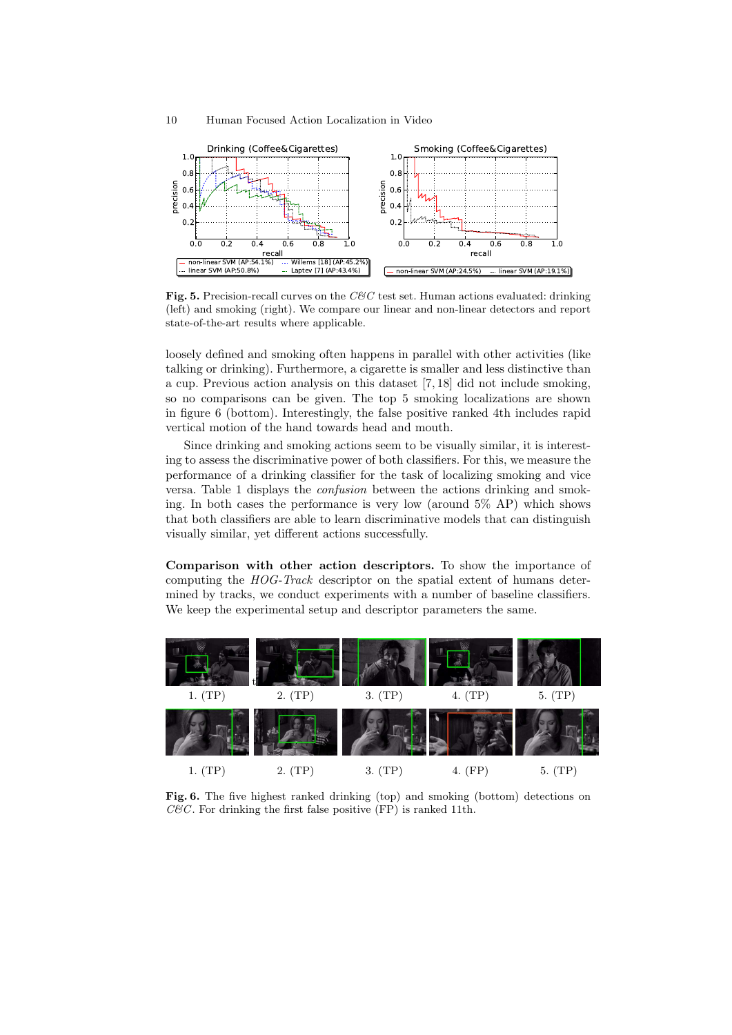**Fig. 5.** Precision-recall curves on the *C&C* test set. Human actions evaluated: drinking (left) and smoking (right). We compare our linear and non-linear detectors and report state-of-the-art results where applicable.

loosely defined and smoking often happens in parallel with other activities (like talking or drinking). Furthermore, a cigarette is smaller and less distinctive than a cup. Previous action analysis on this dataset [7, 18] did not include smoking, so no comparisons can be given. The top 5 smoking localizations are shown in figure 6 (bottom). Interestingly, the false positive ranked 4th includes rapid vertical motion of the hand towards head and mouth.

Since drinking and smoking actions seem to be visually similar, it is interesting to assess the discriminative power of both classifiers. For this, we measure the performance of a drinking classifier for the task of localizing smoking and vice versa. Table 1 displays the *confusion* between the actions drinking and smoking. In both cases the performance is very low (around 5% AP) which shows that both classifiers are able to learn discriminative models that can distinguish visually similar, yet different actions successfully.

**Comparison with other action descriptors.** To show the importance of computing the *HOG-Track* descriptor on the spatial extent of humans determined by tracks, we conduct experiments with a number of baseline classifiers. We keep the experimental setup and descriptor parameters the same.

**Fig. 6.** The five highest ranked drinking (top) and smoking (bottom) detections on *C&C*. For drinking the first false positive (FP) is ranked 11th.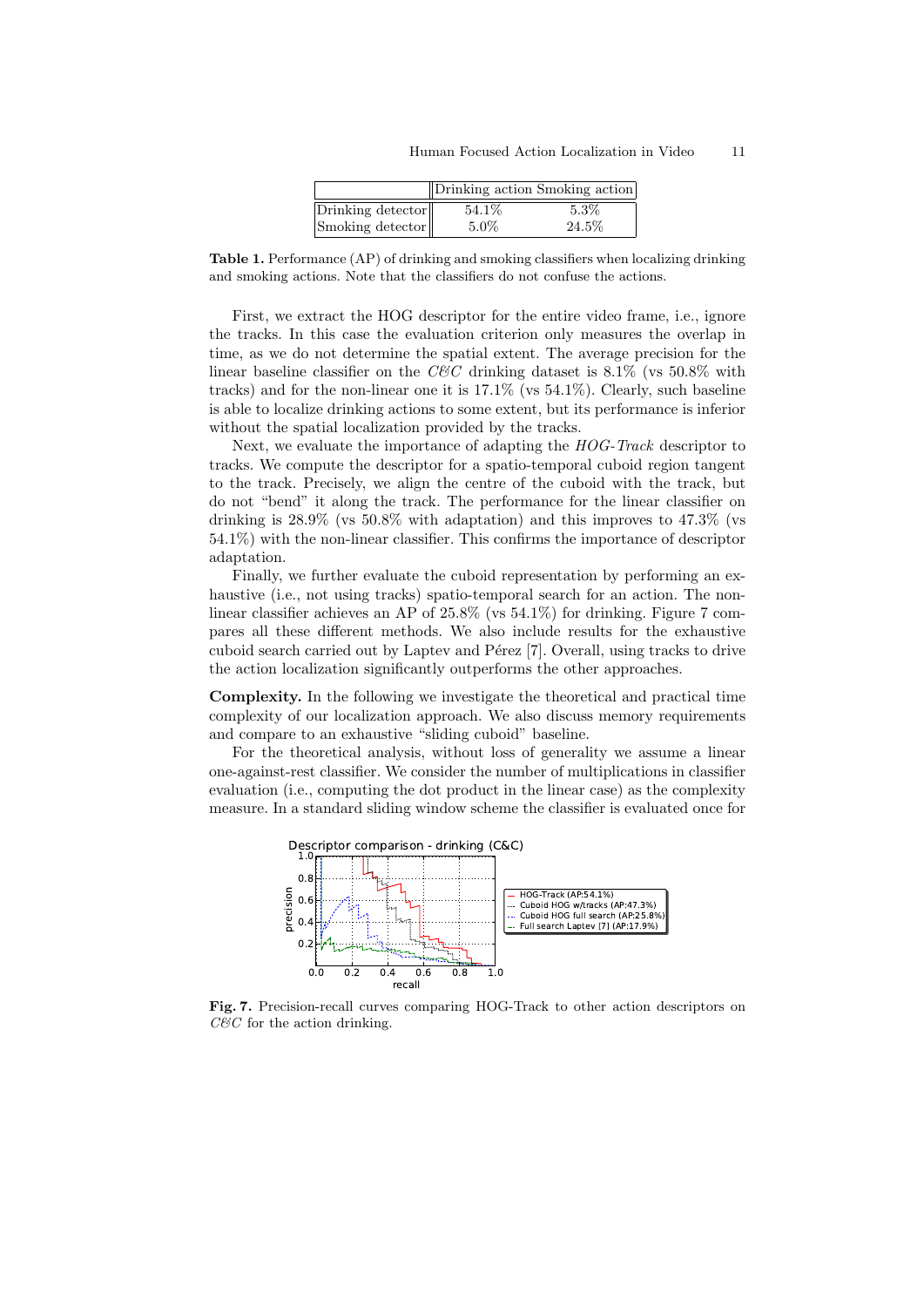| | Drinking action | Smoking action |
|---|---|---|
| Drinking detector | 54.1% | 5.3% |
| Smoking detector | 5.0% | 24.5% |

**Table 1.** Performance (AP) of drinking and smoking classifiers when localizing drinking and smoking actions. Note that the classifiers do not confuse the actions.

First, we extract the HOG descriptor for the entire video frame, i.e., ignore the tracks. In this case the evaluation criterion only measures the overlap in time, as we do not determine the spatial extent. The average precision for the linear baseline classifier on the *C&C* drinking dataset is 8.1% (vs 50.8% with tracks) and for the non-linear one it is 17.1% (vs 54.1%). Clearly, such baseline is able to localize drinking actions to some extent, but its performance is inferior without the spatial localization provided by the tracks.

Next, we evaluate the importance of adapting the *HOG-Track* descriptor to tracks. We compute the descriptor for a spatio-temporal cuboid region tangent to the track. Precisely, we align the centre of the cuboid with the track, but do not "bend" it along the track. The performance for the linear classifier on drinking is 28.9% (vs 50.8% with adaptation) and this improves to 47.3% (vs 54.1%) with the non-linear classifier. This confirms the importance of descriptor adaptation.

Finally, we further evaluate the cuboid representation by performing an exhaustive (i.e., not using tracks) spatio-temporal search for an action. The non-linear classifier achieves an AP of 25.8% (vs 54.1%) for drinking. Figure 7 compares all these different methods. We also include results for the exhaustive cuboid search carried out by Laptev and Pérez [7]. Overall, using tracks to drive the action localization significantly outperforms the other approaches.

**Complexity.** In the following we investigate the theoretical and practical time complexity of our localization approach. We also discuss memory requirements and compare to an exhaustive "sliding cuboid" baseline.

For the theoretical analysis, without loss of generality we assume a linear one-against-rest classifier. We consider the number of multiplications in classifier evaluation (i.e., computing the dot product in the linear case) as the complexity measure. In a standard sliding window scheme the classifier is evaluated once for

**Fig. 7.** Precision-recall curves comparing HOG-Track to other action descriptors on *C&C* for the action drinking.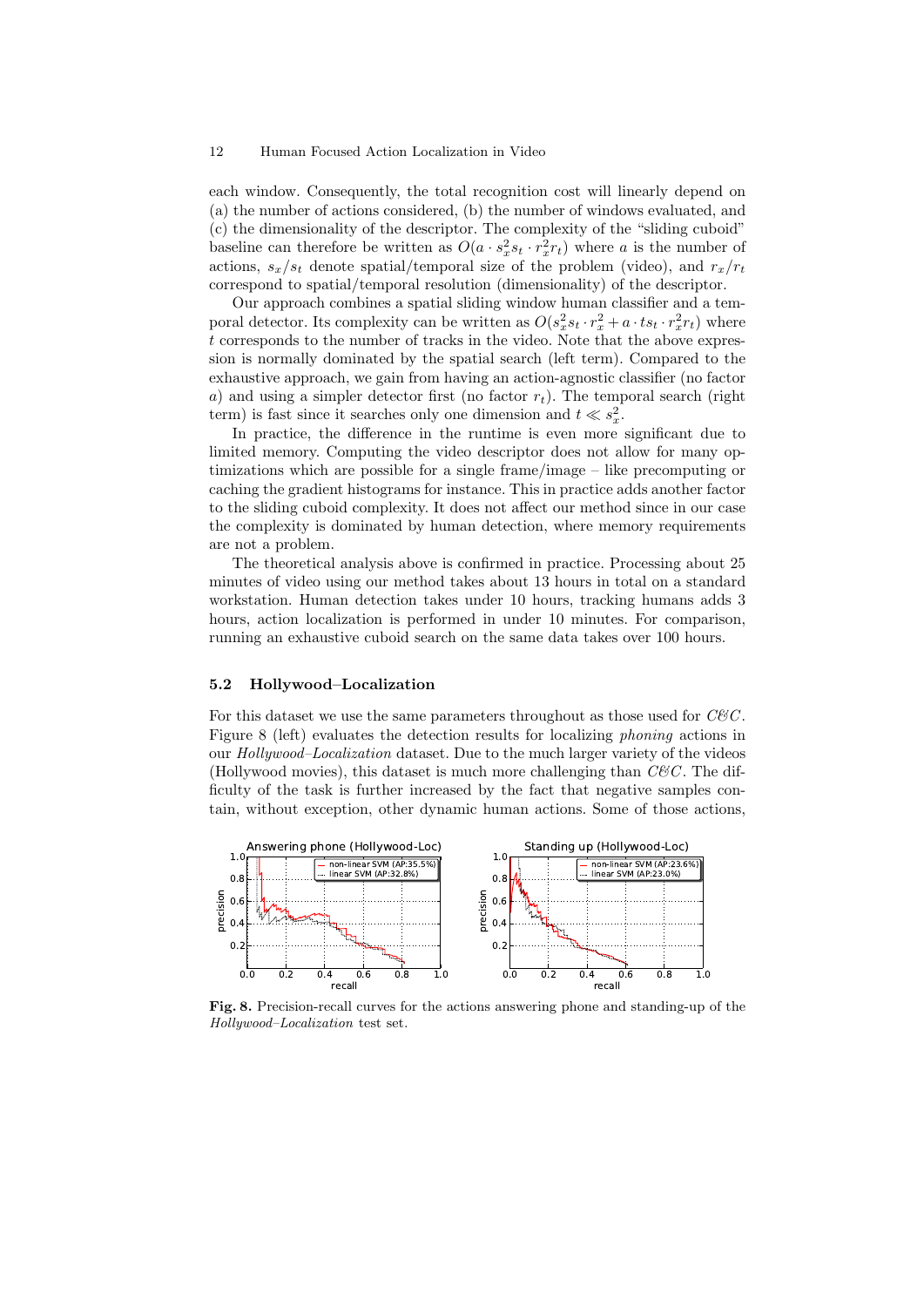each window. Consequently, the total recognition cost will linearly depend on (a) the number of actions considered, (b) the number of windows evaluated, and (c) the dimensionality of the descriptor. The complexity of the "sliding cuboid" baseline can therefore be written as $O(a \cdot s_x^2 s_t \cdot r_x^2 r_t)$ where $a$ is the number of actions, $s_x/s_t$ denote spatial/temporal size of the problem (video), and $r_x/r_t$ correspond to spatial/temporal resolution (dimensionality) of the descriptor.

Our approach combines a spatial sliding window human classifier and a temporal detector. Its complexity can be written as $O(s_x^2 s_t \cdot r_x^2 + a \cdot t s_t \cdot r_x^2 r_t)$ where $t$ corresponds to the number of tracks in the video. Note that the above expression is normally dominated by the spatial search (left term). Compared to the exhaustive approach, we gain from having an action-agnostic classifier (no factor $a$) and using a simpler detector first (no factor $r_t$). The temporal search (right term) is fast since it searches only one dimension and $t \ll s_x^2$.

In practice, the difference in the runtime is even more significant due to limited memory. Computing the video descriptor does not allow for many optimizations which are possible for a single frame/image – like precomputing or caching the gradient histograms for instance. This in practice adds another factor to the sliding cuboid complexity. It does not affect our method since in our case the complexity is dominated by human detection, where memory requirements are not a problem.

The theoretical analysis above is confirmed in practice. Processing about 25 minutes of video using our method takes about 13 hours in total on a standard workstation. Human detection takes under 10 hours, tracking humans adds 3 hours, action localization is performed in under 10 minutes. For comparison, running an exhaustive cuboid search on the same data takes over 100 hours.

### 5.2 Hollywood–Localization

For this dataset we use the same parameters throughout as those used for *C&C*. Figure 8 (left) evaluates the detection results for localizing *phoning* actions in our *Hollywood–Localization* dataset. Due to the much larger variety of the videos (Hollywood movies), this dataset is much more challenging than *C&C*. The difficulty of the task is further increased by the fact that negative samples contain, without exception, other dynamic human actions. Some of those actions,

**Fig. 8.** Precision-recall curves for the actions answering phone and standing-up of the *Hollywood–Localization* test set.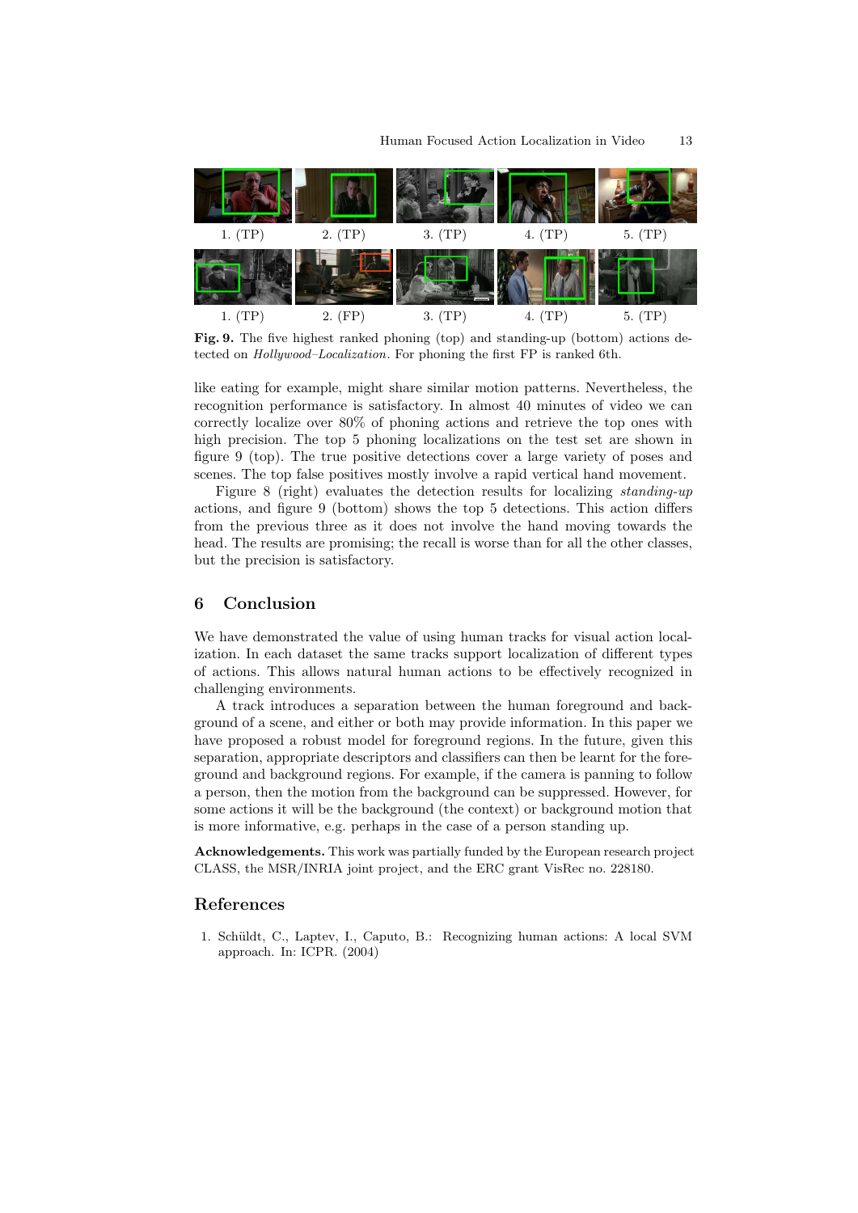1. (TP) 2. (TP) 3. (TP) 4. (TP) 5. (TP)

1. (TP) 2. (FP) 3. (TP) 4. (TP) 5. (TP)

**Fig. 9.** The five highest ranked phoning (top) and standing-up (bottom) actions detected on *Hollywood–Localization*. For phoning the first FP is ranked 6th.

like eating for example, might share similar motion patterns. Nevertheless, the recognition performance is satisfactory. In almost 40 minutes of video we can correctly localize over 80% of phoning actions and retrieve the top ones with high precision. The top 5 phoning localizations on the test set are shown in figure 9 (top). The true positive detections cover a large variety of poses and scenes. The top false positives mostly involve a rapid vertical hand movement.

Figure 8 (right) evaluates the detection results for localizing *standing-up* actions, and figure 9 (bottom) shows the top 5 detections. This action differs from the previous three as it does not involve the hand moving towards the head. The results are promising; the recall is worse than for all the other classes, but the precision is satisfactory.

## 6 Conclusion

We have demonstrated the value of using human tracks for visual action localization. In each dataset the same tracks support localization of different types of actions. This allows natural human actions to be effectively recognized in challenging environments.

A track introduces a separation between the human foreground and background of a scene, and either or both may provide information. In this paper we have proposed a robust model for foreground regions. In the future, given this separation, appropriate descriptors and classifiers can then be learnt for the foreground and background regions. For example, if the camera is panning to follow a person, then the motion from the background can be suppressed. However, for some actions it will be the background (the context) or background motion that is more informative, e.g. perhaps in the case of a person standing up.

**Acknowledgements.** This work was partially funded by the European research project CLASS, the MSR/INRIA joint project, and the ERC grant VisRec no. 228180.

## References

1. Schüldt, C., Laptev, I., Caputo, B.: Recognizing human actions: A local SVM approach. In: ICPR. (2004)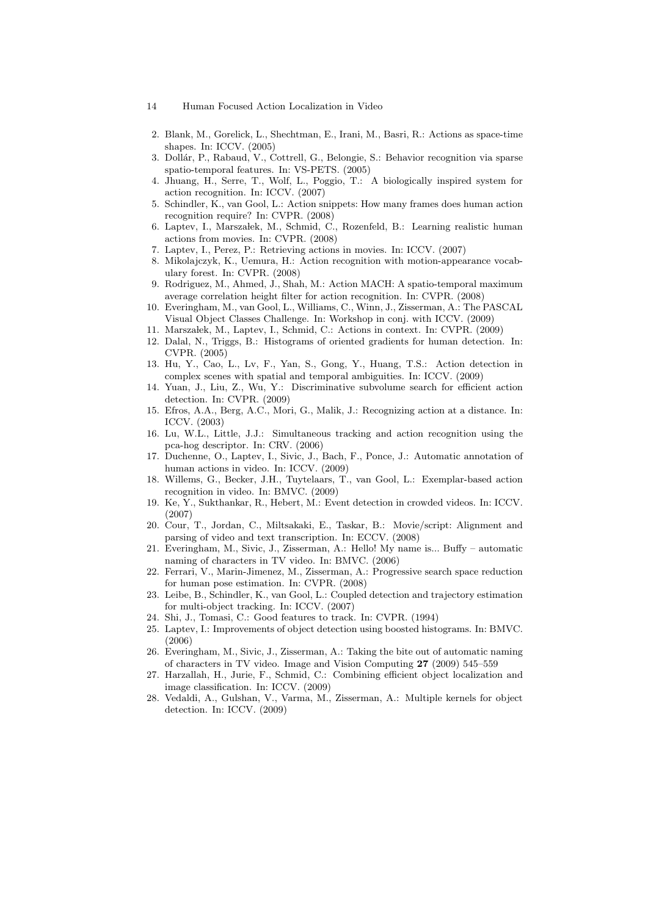2. Blank, M., Gorelick, L., Shechtman, E., Irani, M., Basri, R.: Actions as space-time shapes. In: ICCV. (2005)
3. Dollár, P., Rabaud, V., Cottrell, G., Belongie, S.: Behavior recognition via sparse spatio-temporal features. In: VS-PETS. (2005)
4. Jhuang, H., Serre, T., Wolf, L., Poggio, T.: A biologically inspired system for action recognition. In: ICCV. (2007)
5. Schindler, K., van Gool, L.: Action snippets: How many frames does human action recognition require? In: CVPR. (2008)
6. Laptev, I., Marszałek, M., Schmid, C., Rozenfeld, B.: Learning realistic human actions from movies. In: CVPR. (2008)
7. Laptev, I., Perez, P.: Retrieving actions in movies. In: ICCV. (2007)
8. Mikolajczyk, K., Uemura, H.: Action recognition with motion-appearance vocabulary forest. In: CVPR. (2008)
9. Rodriguez, M., Ahmed, J., Shah, M.: Action MACH: A spatio-temporal maximum average correlation height filter for action recognition. In: CVPR. (2008)
10. Everingham, M., van Gool, L., Williams, C., Winn, J., Zisserman, A.: The PASCAL Visual Object Classes Challenge. In: Workshop in conj. with ICCV. (2009)
11. Marszałek, M., Laptev, I., Schmid, C.: Actions in context. In: CVPR. (2009)
12. Dalal, N., Triggs, B.: Histograms of oriented gradients for human detection. In: CVPR. (2005)
13. Hu, Y., Cao, L., Lv, F., Yan, S., Gong, Y., Huang, T.S.: Action detection in complex scenes with spatial and temporal ambiguities. In: ICCV. (2009)
14. Yuan, J., Liu, Z., Wu, Y.: Discriminative subvolume search for efficient action detection. In: CVPR. (2009)
15. Efros, A.A., Berg, A.C., Mori, G., Malik, J.: Recognizing action at a distance. In: ICCV. (2003)
16. Lu, W.L., Little, J.J.: Simultaneous tracking and action recognition using the pca-hog descriptor. In: CRV. (2006)
17. Duchenne, O., Laptev, I., Sivic, J., Bach, F., Ponce, J.: Automatic annotation of human actions in video. In: ICCV. (2009)
18. Willems, G., Becker, J.H., Tuytelaars, T., van Gool, L.: Exemplar-based action recognition in video. In: BMVC. (2009)
19. Ke, Y., Sukthankar, R., Hebert, M.: Event detection in crowded videos. In: ICCV. (2007)
20. Cour, T., Jordan, C., Miltsakaki, E., Taskar, B.: Movie/script: Alignment and parsing of video and text transcription. In: ECCV. (2008)
21. Everingham, M., Sivic, J., Zisserman, A.: Hello! My name is... Buffy – automatic naming of characters in TV video. In: BMVC. (2006)
22. Ferrari, V., Marin-Jimenez, M., Zisserman, A.: Progressive search space reduction for human pose estimation. In: CVPR. (2008)
23. Leibe, B., Schindler, K., van Gool, L.: Coupled detection and trajectory estimation for multi-object tracking. In: ICCV. (2007)
24. Shi, J., Tomasi, C.: Good features to track. In: CVPR. (1994)
25. Laptev, I.: Improvements of object detection using boosted histograms. In: BMVC. (2006)
26. Everingham, M., Sivic, J., Zisserman, A.: Taking the bite out of automatic naming of characters in TV video. Image and Vision Computing **27** (2009) 545–559
27. Harzallah, H., Jurie, F., Schmid, C.: Combining efficient object localization and image classification. In: ICCV. (2009)
28. Vedaldi, A., Gulshan, V., Varma, M., Zisserman, A.: Multiple kernels for object detection. In: ICCV. (2009)